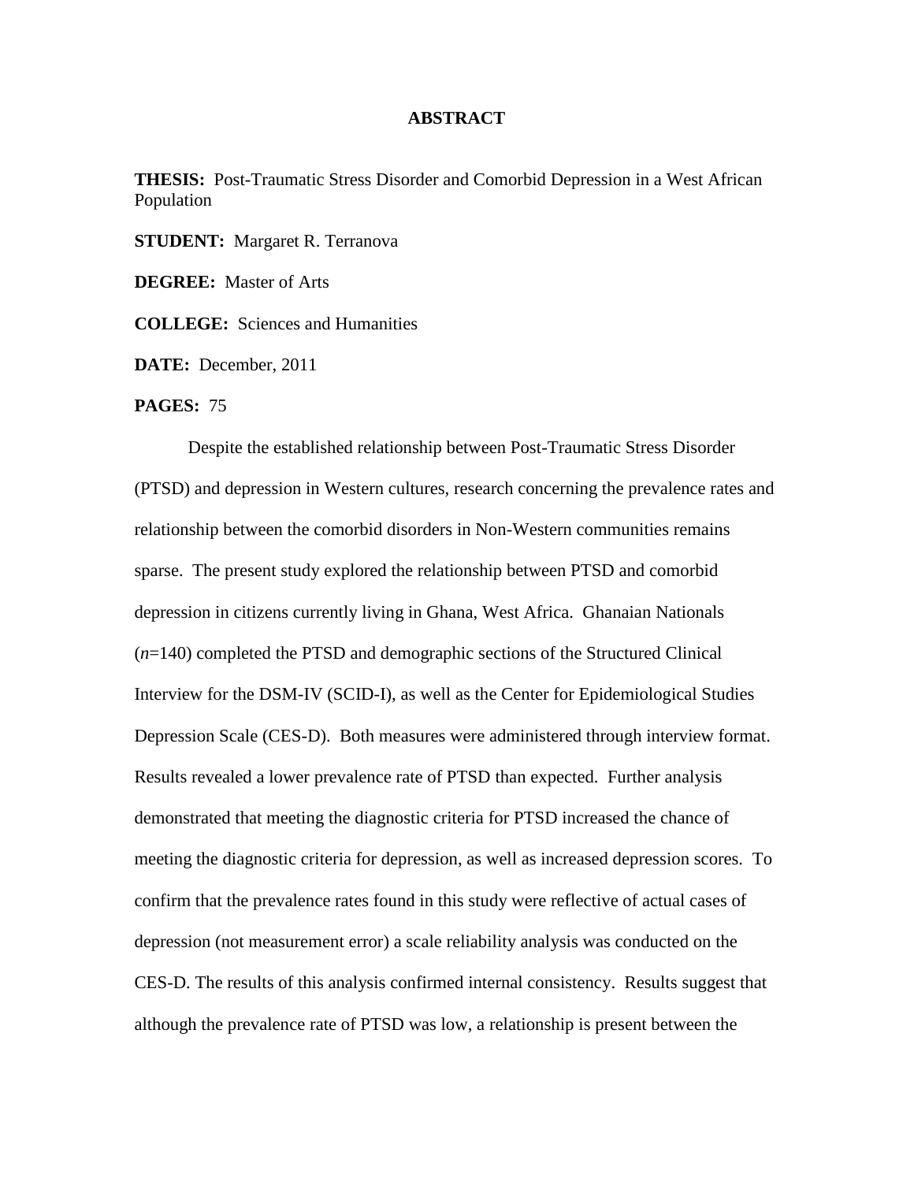# ABSTRACT

**THESIS:** Post-Traumatic Stress Disorder and Comorbid Depression in a West African Population

**STUDENT:** Margaret R. Terranova

**DEGREE:** Master of Arts

**COLLEGE:** Sciences and Humanities

**DATE:** December, 2011

**PAGES:** 75

Despite the established relationship between Post-Traumatic Stress Disorder (PTSD) and depression in Western cultures, research concerning the prevalence rates and relationship between the comorbid disorders in Non-Western communities remains sparse. The present study explored the relationship between PTSD and comorbid depression in citizens currently living in Ghana, West Africa. Ghanaian Nationals ($n$=140) completed the PTSD and demographic sections of the Structured Clinical Interview for the DSM-IV (SCID-I), as well as the Center for Epidemiological Studies Depression Scale (CES-D). Both measures were administered through interview format. Results revealed a lower prevalence rate of PTSD than expected. Further analysis demonstrated that meeting the diagnostic criteria for PTSD increased the chance of meeting the diagnostic criteria for depression, as well as increased depression scores. To confirm that the prevalence rates found in this study were reflective of actual cases of depression (not measurement error) a scale reliability analysis was conducted on the CES-D. The results of this analysis confirmed internal consistency. Results suggest that although the prevalence rate of PTSD was low, a relationship is present between the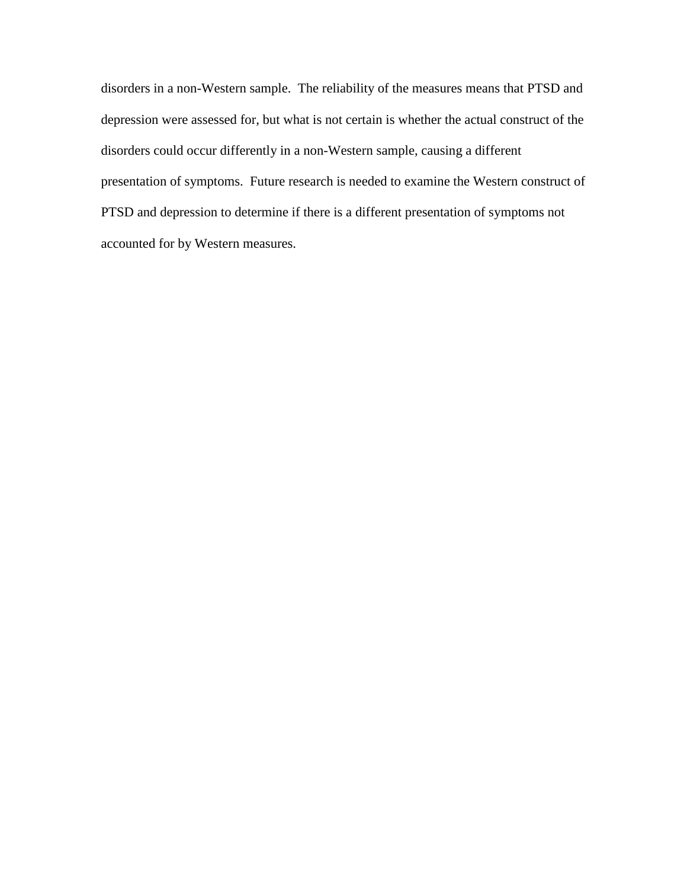disorders in a non-Western sample. The reliability of the measures means that PTSD and depression were assessed for, but what is not certain is whether the actual construct of the disorders could occur differently in a non-Western sample, causing a different presentation of symptoms. Future research is needed to examine the Western construct of PTSD and depression to determine if there is a different presentation of symptoms not accounted for by Western measures.